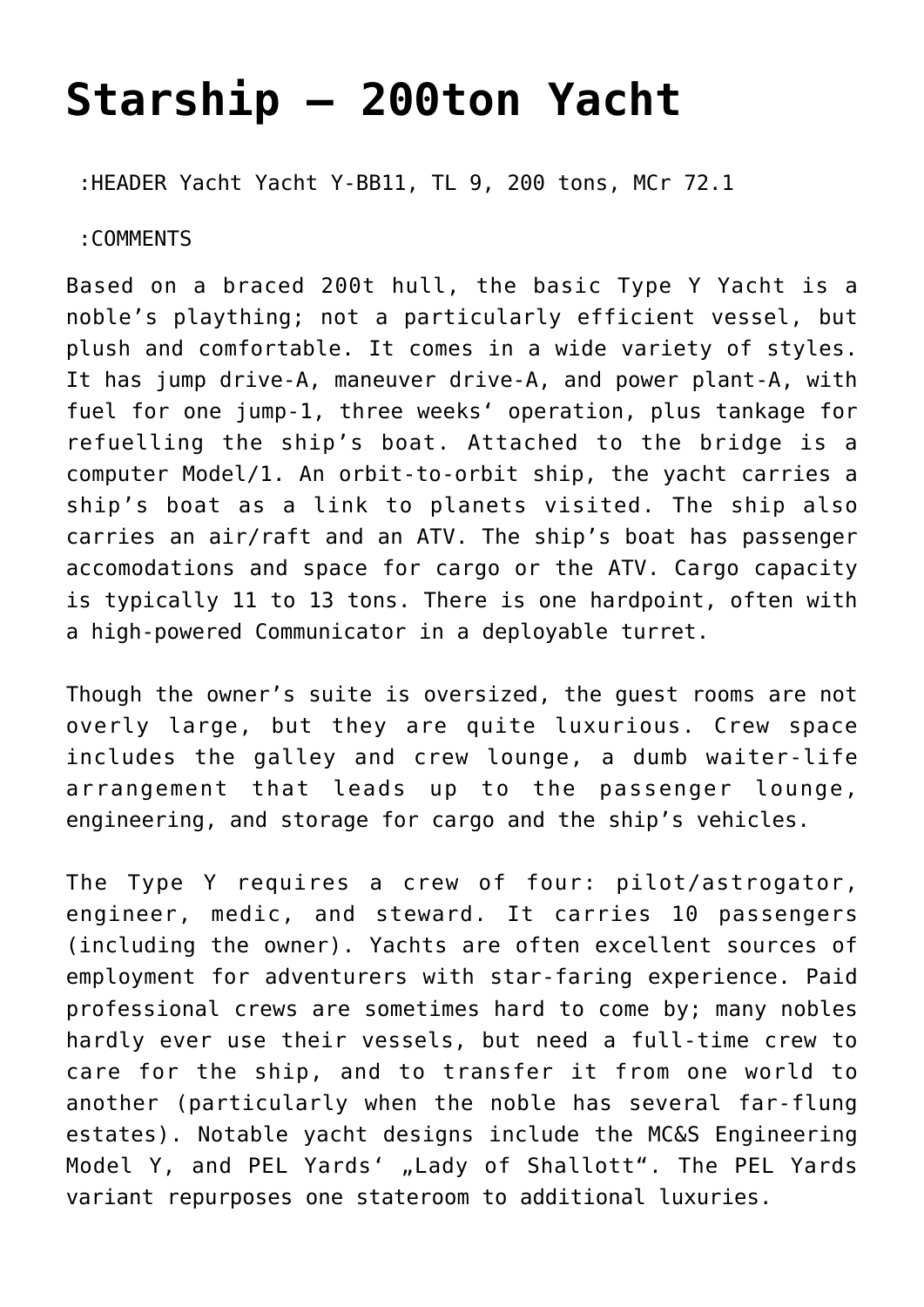# Starship – 200ton Yacht

:HEADER Yacht Yacht Y-BB11, TL 9, 200 tons, MCr 72.1

:COMMENTS

Based on a braced 200t hull, the basic Type Y Yacht is a noble's plaything; not a particularly efficient vessel, but plush and comfortable. It comes in a wide variety of styles. It has jump drive-A, maneuver drive-A, and power plant-A, with fuel for one jump-1, three weeks' operation, plus tankage for refuelling the ship's boat. Attached to the bridge is a computer Model/1. An orbit-to-orbit ship, the yacht carries a ship's boat as a link to planets visited. The ship also carries an air/raft and an ATV. The ship's boat has passenger accomodations and space for cargo or the ATV. Cargo capacity is typically 11 to 13 tons. There is one hardpoint, often with a high-powered Communicator in a deployable turret.

Though the owner's suite is oversized, the guest rooms are not overly large, but they are quite luxurious. Crew space includes the galley and crew lounge, a dumb waiter-life arrangement that leads up to the passenger lounge, engineering, and storage for cargo and the ship's vehicles.

The Type Y requires a crew of four: pilot/astrogator, engineer, medic, and steward. It carries 10 passengers (including the owner). Yachts are often excellent sources of employment for adventurers with star-faring experience. Paid professional crews are sometimes hard to come by; many nobles hardly ever use their vessels, but need a full-time crew to care for the ship, and to transfer it from one world to another (particularly when the noble has several far-flung estates). Notable yacht designs include the MC&S Engineering Model Y, and PEL Yards' „Lady of Shallott". The PEL Yards variant repurposes one stateroom to additional luxuries.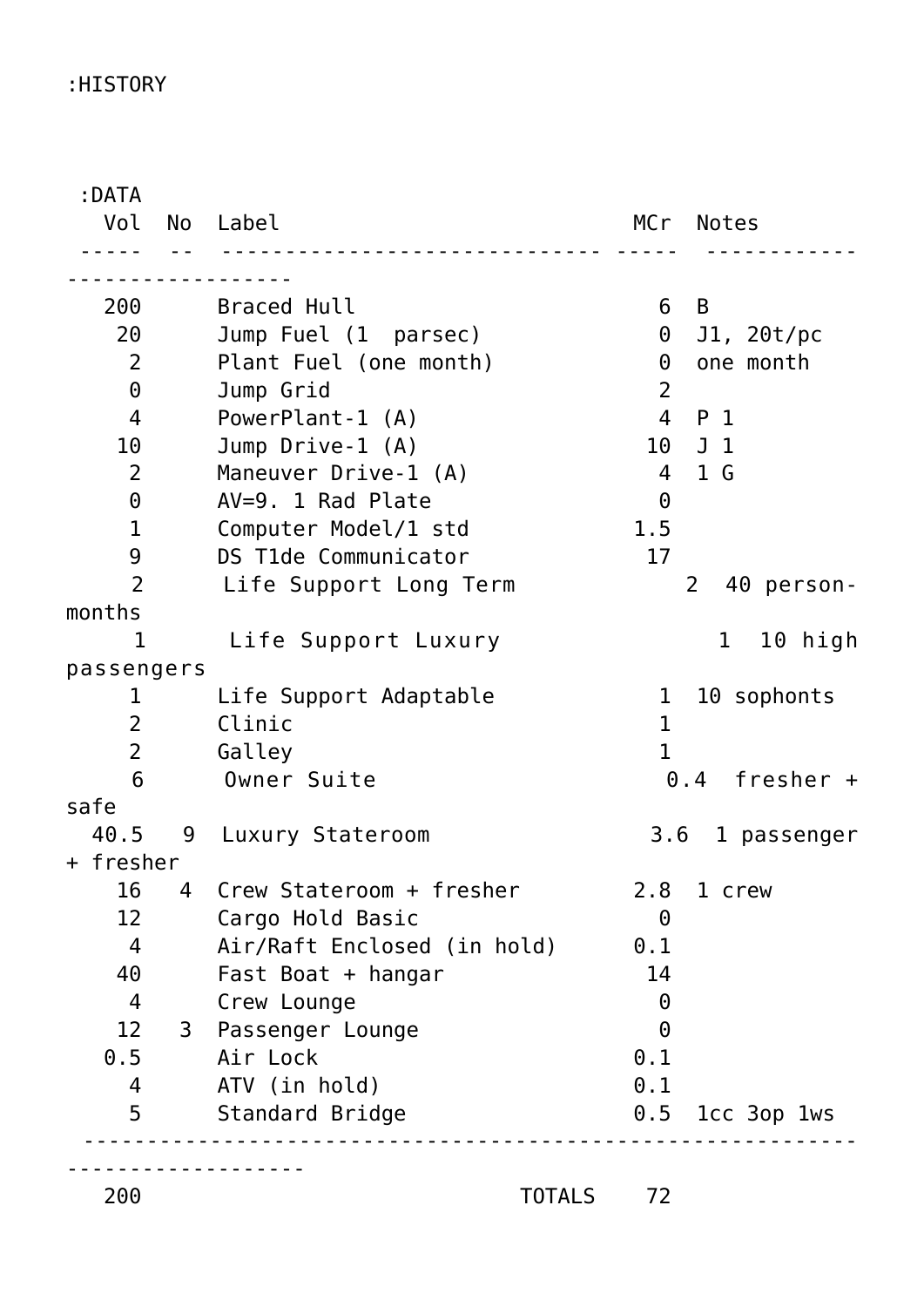:HISTORY

:DATA

| Vol | No | Label | MCr | Notes |
|---|---|---|---|---|
| 200 | | Braced Hull | 6 | B |
| 20 | | Jump Fuel (1 parsec) | 0 | J1, 20t/pc |
| 2 | | Plant Fuel (one month) | 0 | one month |
| 0 | | Jump Grid | 2 | |
| 4 | | PowerPlant-1 (A) | 4 | P 1 |
| 10 | | Jump Drive-1 (A) | 10 | J 1 |
| 2 | | Maneuver Drive-1 (A) | 4 | 1 G |
| 0 | | AV=9. 1 Rad Plate | 0 | |
| 1 | | Computer Model/1 std | 1.5 | |
| 9 | | DS T1de Communicator | 17 | |
| 2 | | Life Support Long Term | 2 | 40 person-months |
| 1 | | Life Support Luxury | 1 | 10 high passengers |
| 1 | | Life Support Adaptable | 1 | 10 sophonts |
| 2 | | Clinic | 1 | |
| 2 | | Galley | 1 | |
| 6 | | Owner Suite | 0.4 | fresher + safe |
| 40.5 | 9 | Luxury Stateroom | 3.6 | 1 passenger + fresher |
| 16 | 4 | Crew Stateroom + fresher | 2.8 | 1 crew |
| 12 | | Cargo Hold Basic | 0 | |
| 4 | | Air/Raft Enclosed (in hold) | 0.1 | |
| 40 | | Fast Boat + hangar | 14 | |
| 4 | | Crew Lounge | 0 | |
| 12 | 3 | Passenger Lounge | 0 | |
| 0.5 | | Air Lock | 0.1 | |
| 4 | | ATV (in hold) | 0.1 | |
| 5 | | Standard Bridge | 0.5 | 1cc 3op 1ws |
| 200 | | TOTALS | 72 | |